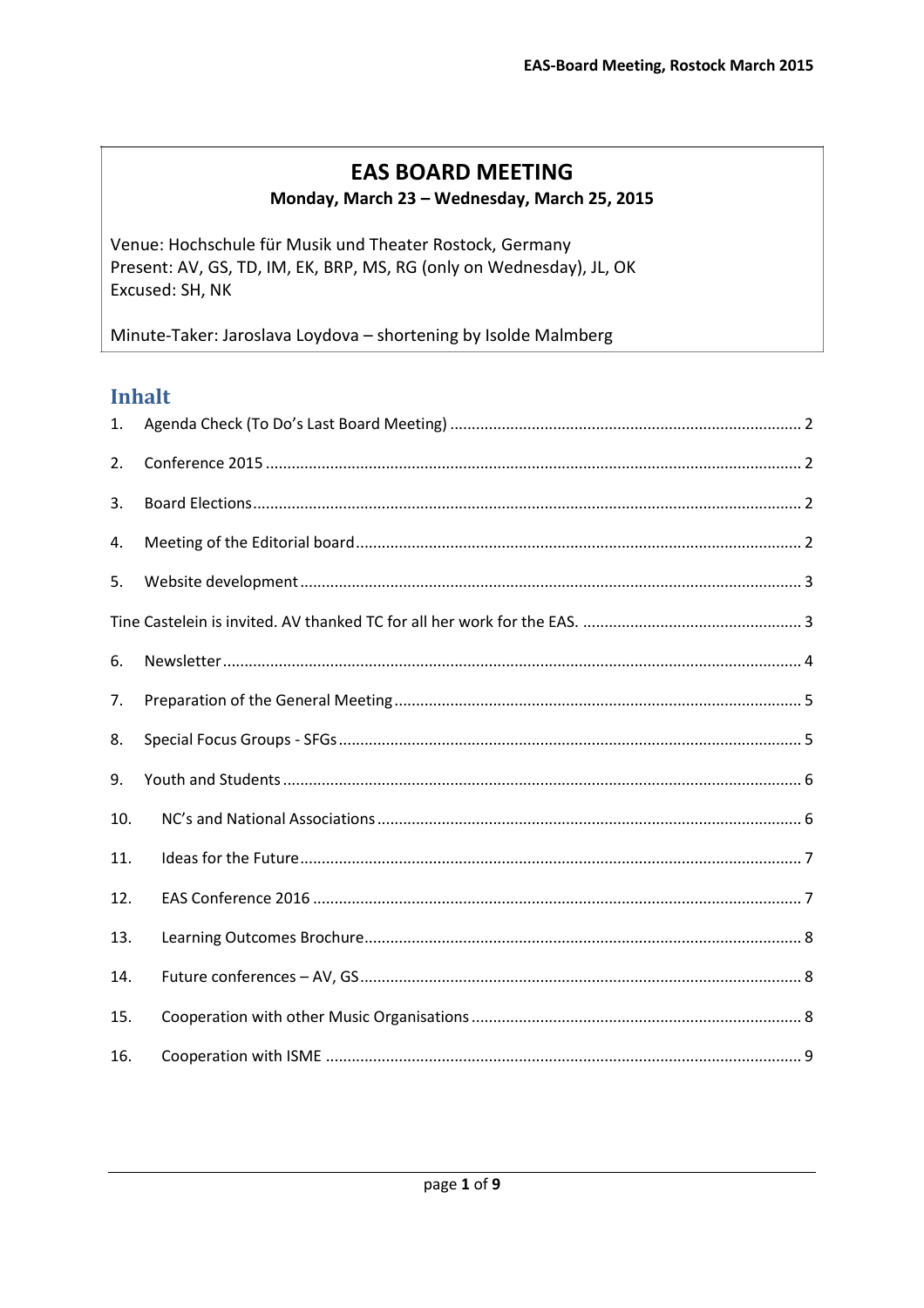# EAS BOARD MEETING

**Monday, March 23 – Wednesday, March 25, 2015**

Venue: Hochschule für Musik und Theater Rostock, Germany
Present: AV, GS, TD, IM, EK, BRP, MS, RG (only on Wednesday), JL, OK
Excused: SH, NK

Minute-Taker: Jaroslava Loydova – shortening by Isolde Malmberg

## Inhalt

1. Agenda Check (To Do's Last Board Meeting) ..... 2
2. Conference 2015 ..... 2
3. Board Elections ..... 2
4. Meeting of the Editorial board ..... 2
5. Website development ..... 3

Tine Castelein is invited. AV thanked TC for all her work for the EAS. ..... 3

6. Newsletter ..... 4
7. Preparation of the General Meeting ..... 5
8. Special Focus Groups - SFGs ..... 5
9. Youth and Students ..... 6
10. NC's and National Associations ..... 6
11. Ideas for the Future ..... 7
12. EAS Conference 2016 ..... 7
13. Learning Outcomes Brochure ..... 8
14. Future conferences – AV, GS ..... 8
15. Cooperation with other Music Organisations ..... 8
16. Cooperation with ISME ..... 9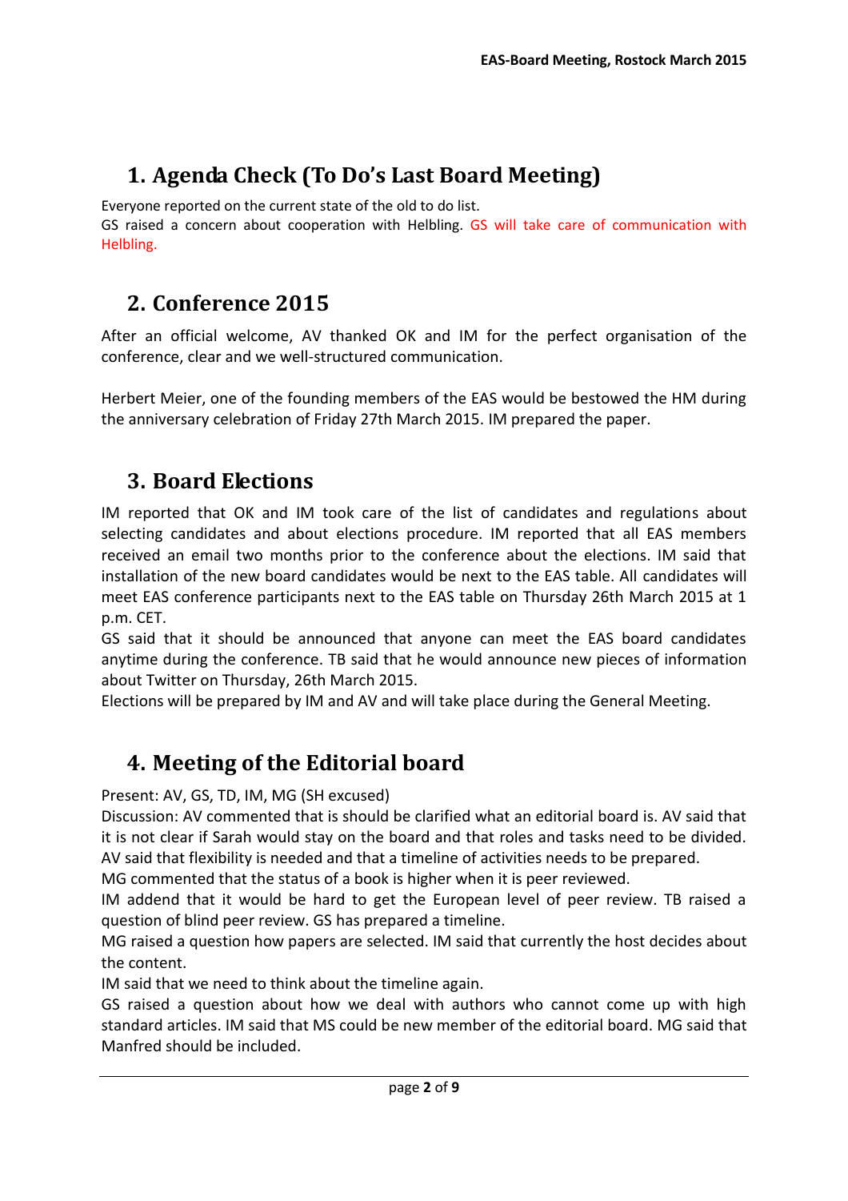# 1. Agenda Check (To Do's Last Board Meeting)

Everyone reported on the current state of the old to do list.
GS raised a concern about cooperation with Helbling. GS will take care of communication with Helbling.

# 2. Conference 2015

After an official welcome, AV thanked OK and IM for the perfect organisation of the conference, clear and we well-structured communication.

Herbert Meier, one of the founding members of the EAS would be bestowed the HM during the anniversary celebration of Friday 27th March 2015. IM prepared the paper.

# 3. Board Elections

IM reported that OK and IM took care of the list of candidates and regulations about selecting candidates and about elections procedure. IM reported that all EAS members received an email two months prior to the conference about the elections. IM said that installation of the new board candidates would be next to the EAS table. All candidates will meet EAS conference participants next to the EAS table on Thursday 26th March 2015 at 1 p.m. CET.
GS said that it should be announced that anyone can meet the EAS board candidates anytime during the conference. TB said that he would announce new pieces of information about Twitter on Thursday, 26th March 2015.
Elections will be prepared by IM and AV and will take place during the General Meeting.

# 4. Meeting of the Editorial board

Present: AV, GS, TD, IM, MG (SH excused)
Discussion: AV commented that is should be clarified what an editorial board is. AV said that it is not clear if Sarah would stay on the board and that roles and tasks need to be divided. AV said that flexibility is needed and that a timeline of activities needs to be prepared.
MG commented that the status of a book is higher when it is peer reviewed.
IM addend that it would be hard to get the European level of peer review. TB raised a question of blind peer review. GS has prepared a timeline.
MG raised a question how papers are selected. IM said that currently the host decides about the content.
IM said that we need to think about the timeline again.
GS raised a question about how we deal with authors who cannot come up with high standard articles. IM said that MS could be new member of the editorial board. MG said that Manfred should be included.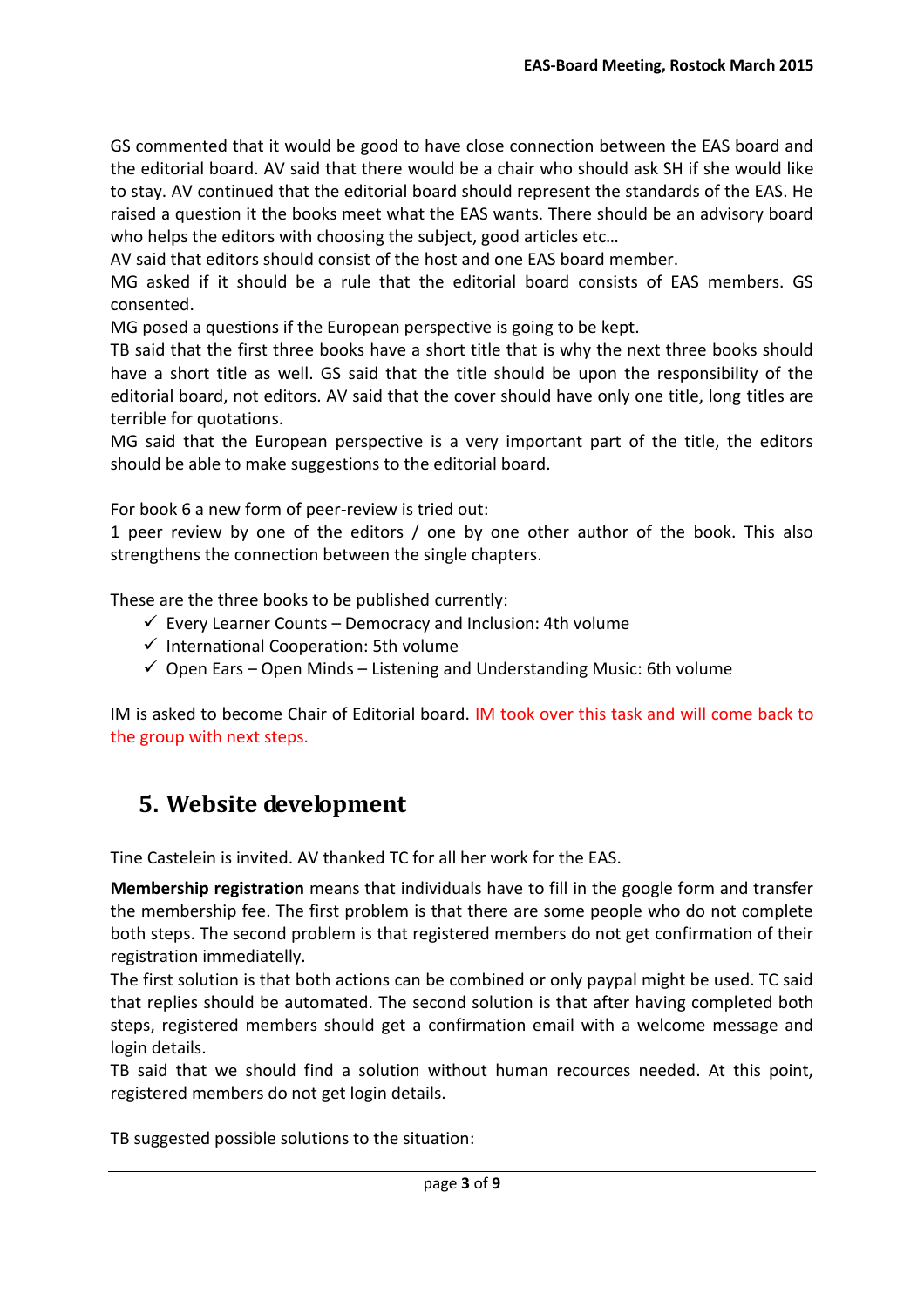GS commented that it would be good to have close connection between the EAS board and the editorial board. AV said that there would be a chair who should ask SH if she would like to stay. AV continued that the editorial board should represent the standards of the EAS. He raised a question it the books meet what the EAS wants. There should be an advisory board who helps the editors with choosing the subject, good articles etc…

AV said that editors should consist of the host and one EAS board member.

MG asked if it should be a rule that the editorial board consists of EAS members. GS consented.

MG posed a questions if the European perspective is going to be kept.

TB said that the first three books have a short title that is why the next three books should have a short title as well. GS said that the title should be upon the responsibility of the editorial board, not editors. AV said that the cover should have only one title, long titles are terrible for quotations.

MG said that the European perspective is a very important part of the title, the editors should be able to make suggestions to the editorial board.

For book 6 a new form of peer-review is tried out:
1 peer review by one of the editors / one by one other author of the book. This also strengthens the connection between the single chapters.

These are the three books to be published currently:

- ✓ Every Learner Counts – Democracy and Inclusion: 4th volume
- ✓ International Cooperation: 5th volume
- ✓ Open Ears – Open Minds – Listening and Understanding Music: 6th volume

IM is asked to become Chair of Editorial board. IM took over this task and will come back to the group with next steps.

## 5. Website development

Tine Castelein is invited. AV thanked TC for all her work for the EAS.

**Membership registration** means that individuals have to fill in the google form and transfer the membership fee. The first problem is that there are some people who do not complete both steps. The second problem is that registered members do not get confirmation of their registration immediatelly.

The first solution is that both actions can be combined or only paypal might be used. TC said that replies should be automated. The second solution is that after having completed both steps, registered members should get a confirmation email with a welcome message and login details.

TB said that we should find a solution without human recources needed. At this point, registered members do not get login details.

TB suggested possible solutions to the situation: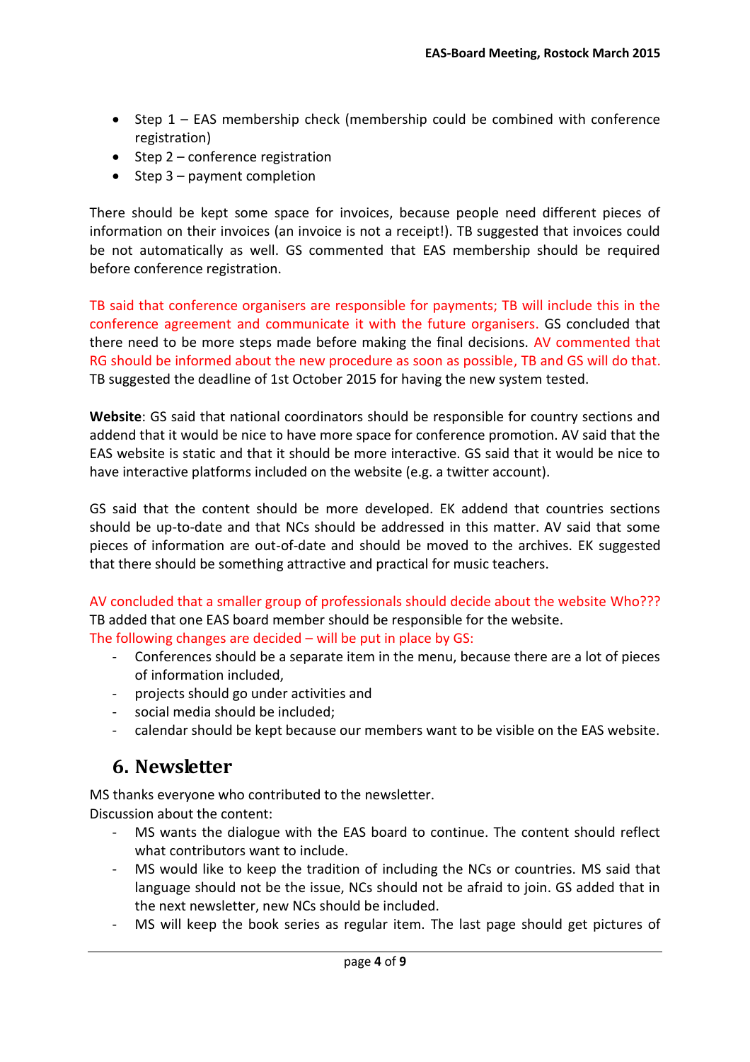- Step 1 – EAS membership check (membership could be combined with conference registration)
- Step 2 – conference registration
- Step 3 – payment completion

There should be kept some space for invoices, because people need different pieces of information on their invoices (an invoice is not a receipt!). TB suggested that invoices could be not automatically as well. GS commented that EAS membership should be required before conference registration.

TB said that conference organisers are responsible for payments; TB will include this in the conference agreement and communicate it with the future organisers. GS concluded that there need to be more steps made before making the final decisions. AV commented that RG should be informed about the new procedure as soon as possible, TB and GS will do that. TB suggested the deadline of 1st October 2015 for having the new system tested.

**Website**: GS said that national coordinators should be responsible for country sections and addend that it would be nice to have more space for conference promotion. AV said that the EAS website is static and that it should be more interactive. GS said that it would be nice to have interactive platforms included on the website (e.g. a twitter account).

GS said that the content should be more developed. EK addend that countries sections should be up-to-date and that NCs should be addressed in this matter. AV said that some pieces of information are out-of-date and should be moved to the archives. EK suggested that there should be something attractive and practical for music teachers.

AV concluded that a smaller group of professionals should decide about the website Who???
TB added that one EAS board member should be responsible for the website.
The following changes are decided – will be put in place by GS:

- Conferences should be a separate item in the menu, because there are a lot of pieces of information included,
- projects should go under activities and
- social media should be included;
- calendar should be kept because our members want to be visible on the EAS website.

## 6. Newsletter

MS thanks everyone who contributed to the newsletter.
Discussion about the content:

- MS wants the dialogue with the EAS board to continue. The content should reflect what contributors want to include.
- MS would like to keep the tradition of including the NCs or countries. MS said that language should not be the issue, NCs should not be afraid to join. GS added that in the next newsletter, new NCs should be included.
- MS will keep the book series as regular item. The last page should get pictures of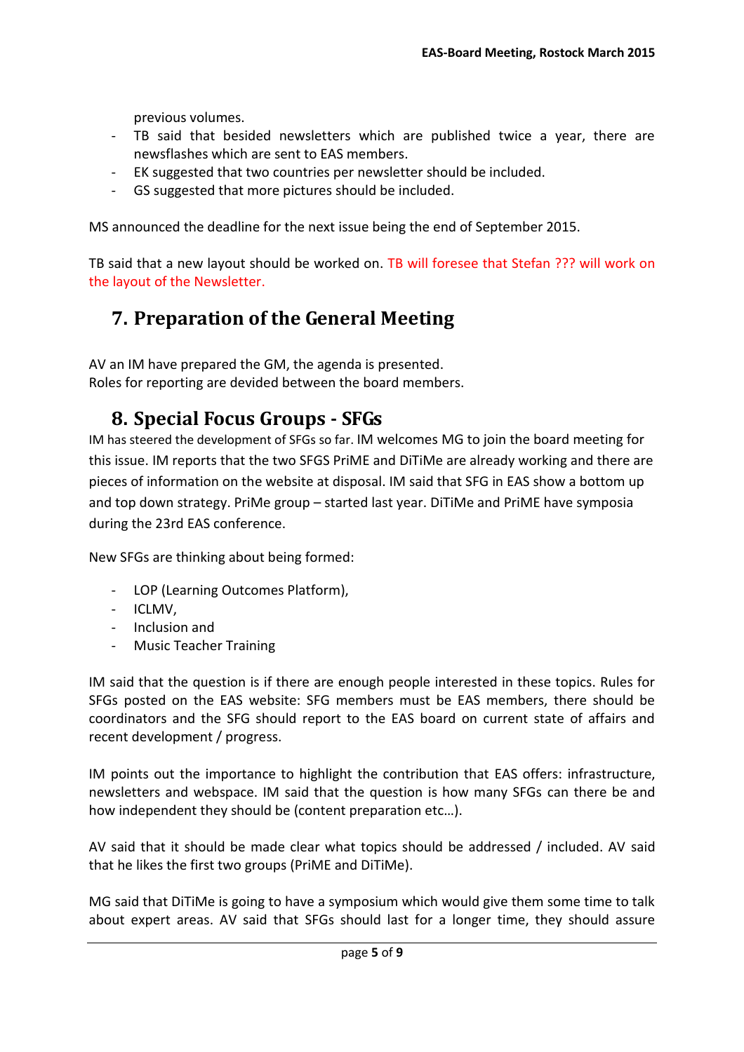previous volumes.

- TB said that besided newsletters which are published twice a year, there are newsflashes which are sent to EAS members.
- EK suggested that two countries per newsletter should be included.
- GS suggested that more pictures should be included.

MS announced the deadline for the next issue being the end of September 2015.

TB said that a new layout should be worked on. TB will foresee that Stefan ??? will work on the layout of the Newsletter.

## 7. Preparation of the General Meeting

AV an IM have prepared the GM, the agenda is presented.
Roles for reporting are devided between the board members.

## 8. Special Focus Groups - SFGs

IM has steered the development of SFGs so far. IM welcomes MG to join the board meeting for this issue. IM reports that the two SFGS PriME and DiTiMe are already working and there are pieces of information on the website at disposal. IM said that SFG in EAS show a bottom up and top down strategy. PriMe group – started last year. DiTiMe and PriME have symposia during the 23rd EAS conference.

New SFGs are thinking about being formed:

- LOP (Learning Outcomes Platform),
- ICLMV,
- Inclusion and
- Music Teacher Training

IM said that the question is if there are enough people interested in these topics. Rules for SFGs posted on the EAS website: SFG members must be EAS members, there should be coordinators and the SFG should report to the EAS board on current state of affairs and recent development / progress.

IM points out the importance to highlight the contribution that EAS offers: infrastructure, newsletters and webspace. IM said that the question is how many SFGs can there be and how independent they should be (content preparation etc…).

AV said that it should be made clear what topics should be addressed / included. AV said that he likes the first two groups (PriME and DiTiMe).

MG said that DiTiMe is going to have a symposium which would give them some time to talk about expert areas. AV said that SFGs should last for a longer time, they should assure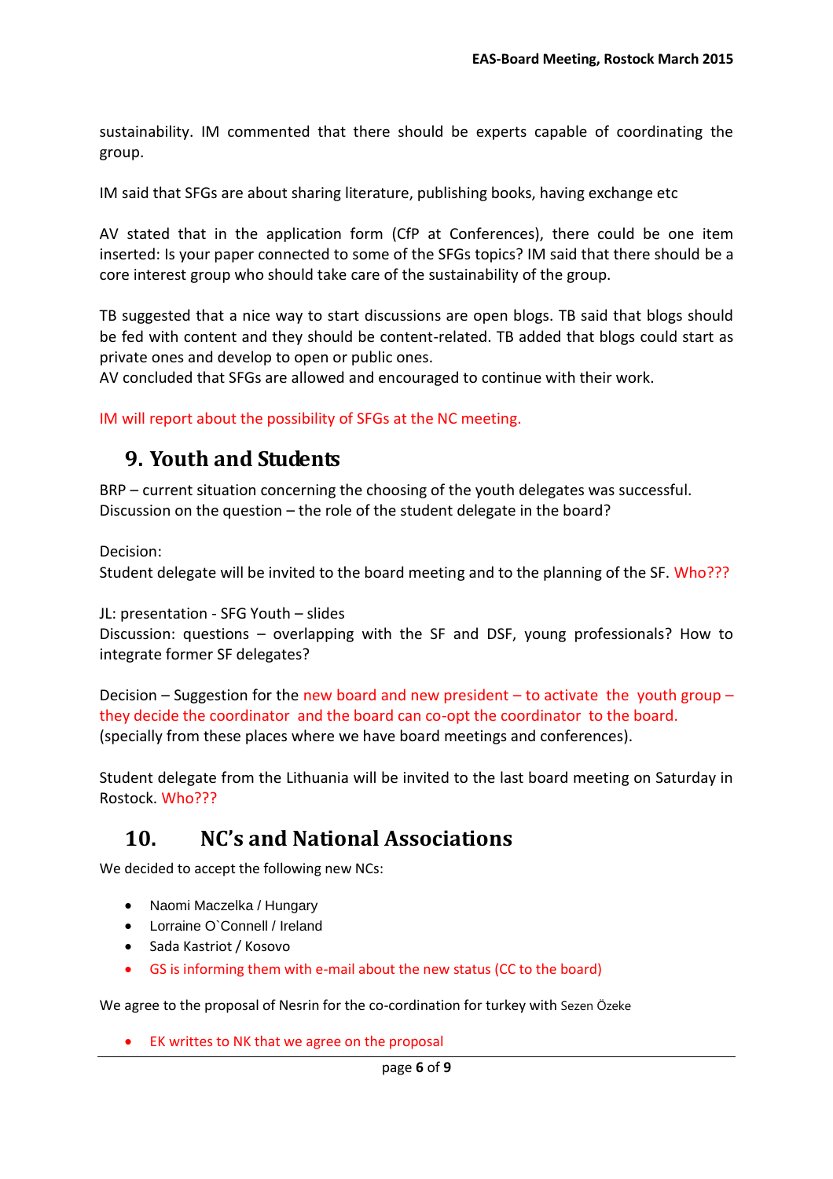sustainability. IM commented that there should be experts capable of coordinating the group.

IM said that SFGs are about sharing literature, publishing books, having exchange etc

AV stated that in the application form (CfP at Conferences), there could be one item inserted: Is your paper connected to some of the SFGs topics? IM said that there should be a core interest group who should take care of the sustainability of the group.

TB suggested that a nice way to start discussions are open blogs. TB said that blogs should be fed with content and they should be content-related. TB added that blogs could start as private ones and develop to open or public ones.
AV concluded that SFGs are allowed and encouraged to continue with their work.

IM will report about the possibility of SFGs at the NC meeting.

## 9. Youth and Students

BRP – current situation concerning the choosing of the youth delegates was successful.
Discussion on the question – the role of the student delegate in the board?

Decision:
Student delegate will be invited to the board meeting and to the planning of the SF. Who???

JL: presentation - SFG Youth – slides
Discussion: questions – overlapping with the SF and DSF, young professionals? How to integrate former SF delegates?

Decision – Suggestion for the new board and new president – to activate the youth group – they decide the coordinator and the board can co-opt the coordinator to the board. (specially from these places where we have board meetings and conferences).

Student delegate from the Lithuania will be invited to the last board meeting on Saturday in Rostock. Who???

## 10. NC's and National Associations

We decided to accept the following new NCs:

- Naomi Maczelka / Hungary
- Lorraine O`Connell / Ireland
- Sada Kastriot / Kosovo
- GS is informing them with e-mail about the new status (CC to the board)

We agree to the proposal of Nesrin for the co-cordination for turkey with Sezen Özeke

- EK writtes to NK that we agree on the proposal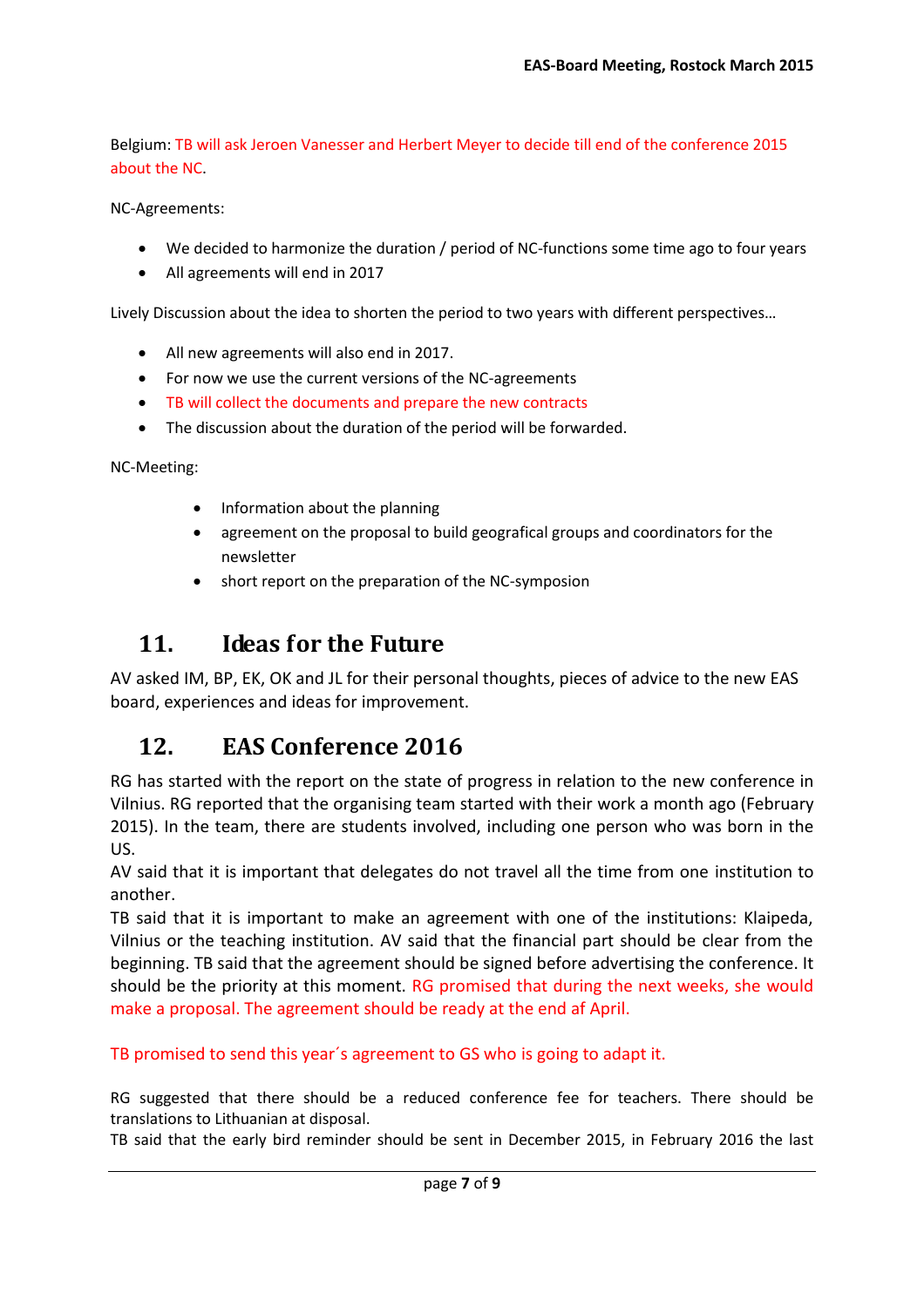Belgium: TB will ask Jeroen Vanesser and Herbert Meyer to decide till end of the conference 2015 about the NC.

NC-Agreements:

- We decided to harmonize the duration / period of NC-functions some time ago to four years
- All agreements will end in 2017

Lively Discussion about the idea to shorten the period to two years with different perspectives…

- All new agreements will also end in 2017.
- For now we use the current versions of the NC-agreements
- TB will collect the documents and prepare the new contracts
- The discussion about the duration of the period will be forwarded.

NC-Meeting:

- Information about the planning
- agreement on the proposal to build geografical groups and coordinators for the newsletter
- short report on the preparation of the NC-symposion

## 11. Ideas for the Future

AV asked IM, BP, EK, OK and JL for their personal thoughts, pieces of advice to the new EAS board, experiences and ideas for improvement.

## 12. EAS Conference 2016

RG has started with the report on the state of progress in relation to the new conference in Vilnius. RG reported that the organising team started with their work a month ago (February 2015). In the team, there are students involved, including one person who was born in the US.
AV said that it is important that delegates do not travel all the time from one institution to another.
TB said that it is important to make an agreement with one of the institutions: Klaipeda, Vilnius or the teaching institution. AV said that the financial part should be clear from the beginning. TB said that the agreement should be signed before advertising the conference. It should be the priority at this moment. RG promised that during the next weeks, she would make a proposal. The agreement should be ready at the end af April.

TB promised to send this year´s agreement to GS who is going to adapt it.

RG suggested that there should be a reduced conference fee for teachers. There should be translations to Lithuanian at disposal.
TB said that the early bird reminder should be sent in December 2015, in February 2016 the last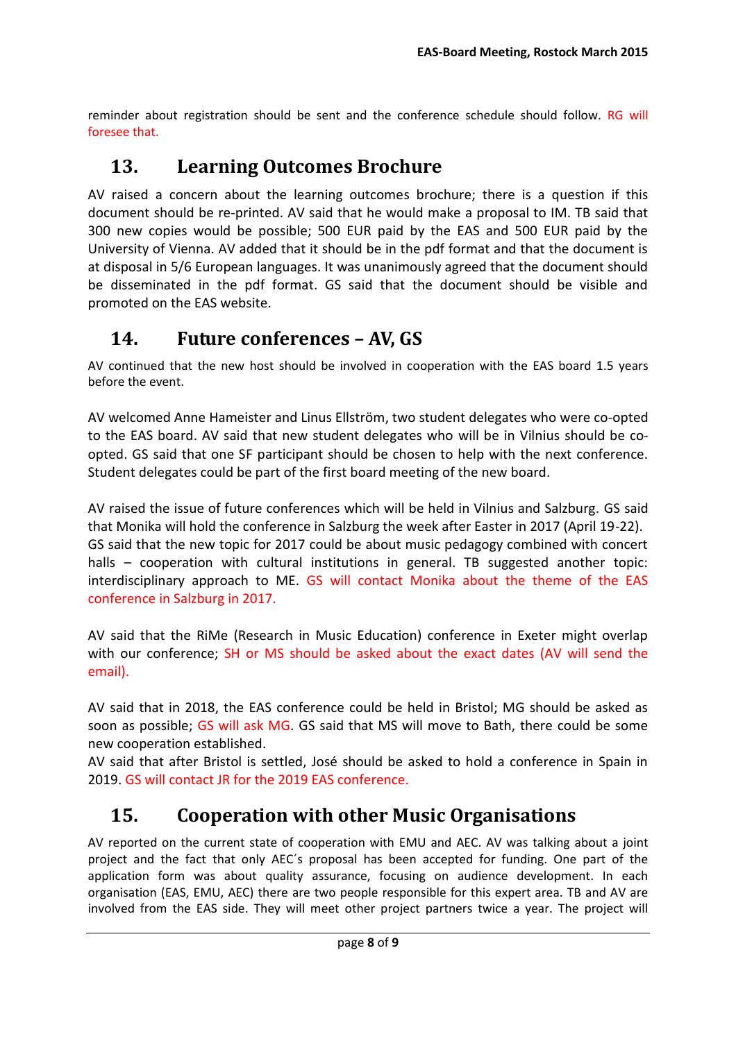reminder about registration should be sent and the conference schedule should follow. RG will foresee that.

## 13. Learning Outcomes Brochure

AV raised a concern about the learning outcomes brochure; there is a question if this document should be re-printed. AV said that he would make a proposal to IM. TB said that 300 new copies would be possible; 500 EUR paid by the EAS and 500 EUR paid by the University of Vienna. AV added that it should be in the pdf format and that the document is at disposal in 5/6 European languages. It was unanimously agreed that the document should be disseminated in the pdf format. GS said that the document should be visible and promoted on the EAS website.

## 14. Future conferences – AV, GS

AV continued that the new host should be involved in cooperation with the EAS board 1.5 years before the event.

AV welcomed Anne Hameister and Linus Ellström, two student delegates who were co-opted to the EAS board. AV said that new student delegates who will be in Vilnius should be co-opted. GS said that one SF participant should be chosen to help with the next conference. Student delegates could be part of the first board meeting of the new board.

AV raised the issue of future conferences which will be held in Vilnius and Salzburg. GS said that Monika will hold the conference in Salzburg the week after Easter in 2017 (April 19-22). GS said that the new topic for 2017 could be about music pedagogy combined with concert halls – cooperation with cultural institutions in general. TB suggested another topic: interdisciplinary approach to ME. GS will contact Monika about the theme of the EAS conference in Salzburg in 2017.

AV said that the RiMe (Research in Music Education) conference in Exeter might overlap with our conference; SH or MS should be asked about the exact dates (AV will send the email).

AV said that in 2018, the EAS conference could be held in Bristol; MG should be asked as soon as possible; GS will ask MG. GS said that MS will move to Bath, there could be some new cooperation established.
AV said that after Bristol is settled, José should be asked to hold a conference in Spain in 2019. GS will contact JR for the 2019 EAS conference.

## 15. Cooperation with other Music Organisations

AV reported on the current state of cooperation with EMU and AEC. AV was talking about a joint project and the fact that only AEC´s proposal has been accepted for funding. One part of the application form was about quality assurance, focusing on audience development. In each organisation (EAS, EMU, AEC) there are two people responsible for this expert area. TB and AV are involved from the EAS side. They will meet other project partners twice a year. The project will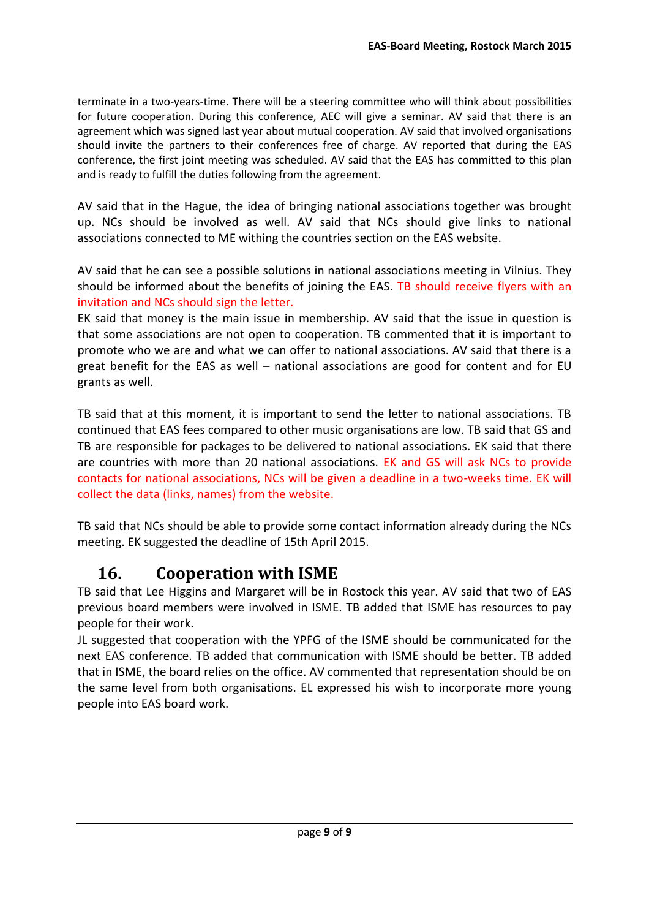terminate in a two-years-time. There will be a steering committee who will think about possibilities for future cooperation. During this conference, AEC will give a seminar. AV said that there is an agreement which was signed last year about mutual cooperation. AV said that involved organisations should invite the partners to their conferences free of charge. AV reported that during the EAS conference, the first joint meeting was scheduled. AV said that the EAS has committed to this plan and is ready to fulfill the duties following from the agreement.

AV said that in the Hague, the idea of bringing national associations together was brought up. NCs should be involved as well. AV said that NCs should give links to national associations connected to ME withing the countries section on the EAS website.

AV said that he can see a possible solutions in national associations meeting in Vilnius. They should be informed about the benefits of joining the EAS. TB should receive flyers with an invitation and NCs should sign the letter.
EK said that money is the main issue in membership. AV said that the issue in question is that some associations are not open to cooperation. TB commented that it is important to promote who we are and what we can offer to national associations. AV said that there is a great benefit for the EAS as well – national associations are good for content and for EU grants as well.

TB said that at this moment, it is important to send the letter to national associations. TB continued that EAS fees compared to other music organisations are low. TB said that GS and TB are responsible for packages to be delivered to national associations. EK said that there are countries with more than 20 national associations. EK and GS will ask NCs to provide contacts for national associations, NCs will be given a deadline in a two-weeks time. EK will collect the data (links, names) from the website.

TB said that NCs should be able to provide some contact information already during the NCs meeting. EK suggested the deadline of 15th April 2015.

## 16. Cooperation with ISME

TB said that Lee Higgins and Margaret will be in Rostock this year. AV said that two of EAS previous board members were involved in ISME. TB added that ISME has resources to pay people for their work.
JL suggested that cooperation with the YPFG of the ISME should be communicated for the next EAS conference. TB added that communication with ISME should be better. TB added that in ISME, the board relies on the office. AV commented that representation should be on the same level from both organisations. EL expressed his wish to incorporate more young people into EAS board work.